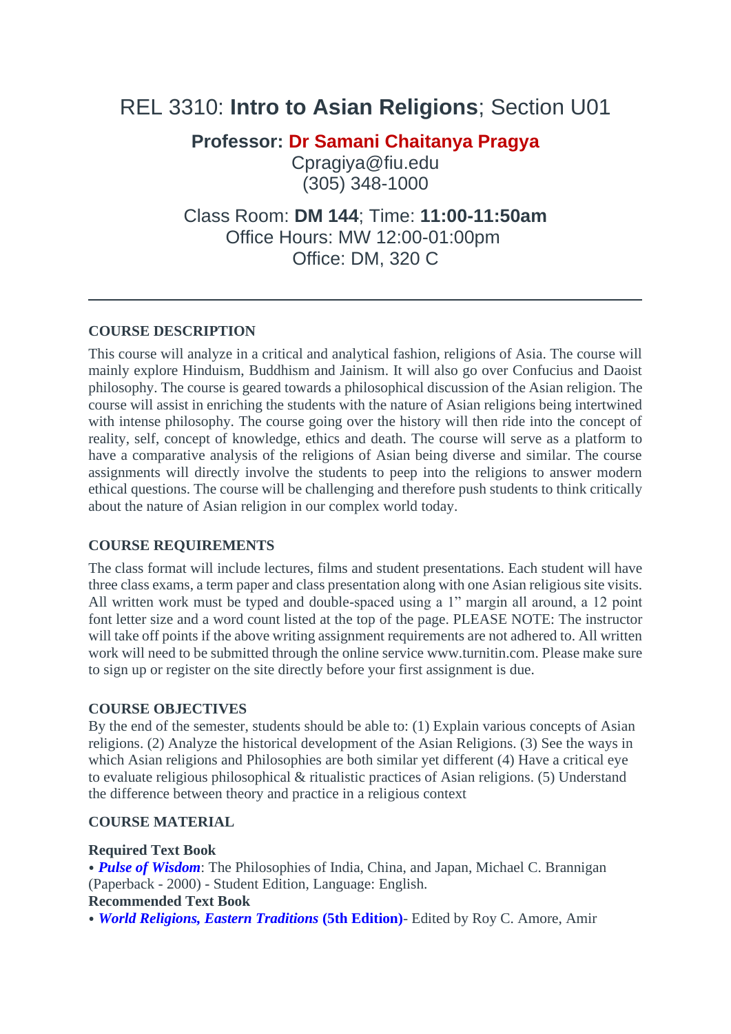# REL 3310: **Intro to Asian Religions**; Section U01

**Professor: Dr Samani Chaitanya Pragya**
Cpragiya@fiu.edu
(305) 348-1000

Class Room: **DM 144**; Time: **11:00-11:50am**
Office Hours: MW 12:00-01:00pm
Office: DM, 320 C

---

## COURSE DESCRIPTION

This course will analyze in a critical and analytical fashion, religions of Asia. The course will mainly explore Hinduism, Buddhism and Jainism. It will also go over Confucius and Daoist philosophy. The course is geared towards a philosophical discussion of the Asian religion. The course will assist in enriching the students with the nature of Asian religions being intertwined with intense philosophy. The course going over the history will then ride into the concept of reality, self, concept of knowledge, ethics and death. The course will serve as a platform to have a comparative analysis of the religions of Asian being diverse and similar. The course assignments will directly involve the students to peep into the religions to answer modern ethical questions. The course will be challenging and therefore push students to think critically about the nature of Asian religion in our complex world today.

## COURSE REQUIREMENTS

The class format will include lectures, films and student presentations. Each student will have three class exams, a term paper and class presentation along with one Asian religious site visits. All written work must be typed and double-spaced using a 1" margin all around, a 12 point font letter size and a word count listed at the top of the page. PLEASE NOTE: The instructor will take off points if the above writing assignment requirements are not adhered to. All written work will need to be submitted through the online service www.turnitin.com. Please make sure to sign up or register on the site directly before your first assignment is due.

## COURSE OBJECTIVES

By the end of the semester, students should be able to: (1) Explain various concepts of Asian religions. (2) Analyze the historical development of the Asian Religions. (3) See the ways in which Asian religions and Philosophies are both similar yet different (4) Have a critical eye to evaluate religious philosophical & ritualistic practices of Asian religions. (5) Understand the difference between theory and practice in a religious context

## COURSE MATERIAL

**Required Text Book**

- ***Pulse of Wisdom***: The Philosophies of India, China, and Japan, Michael C. Brannigan (Paperback - 2000) - Student Edition, Language: English.

**Recommended Text Book**

- ***World Religions, Eastern Traditions* (5th Edition)**- Edited by Roy C. Amore, Amir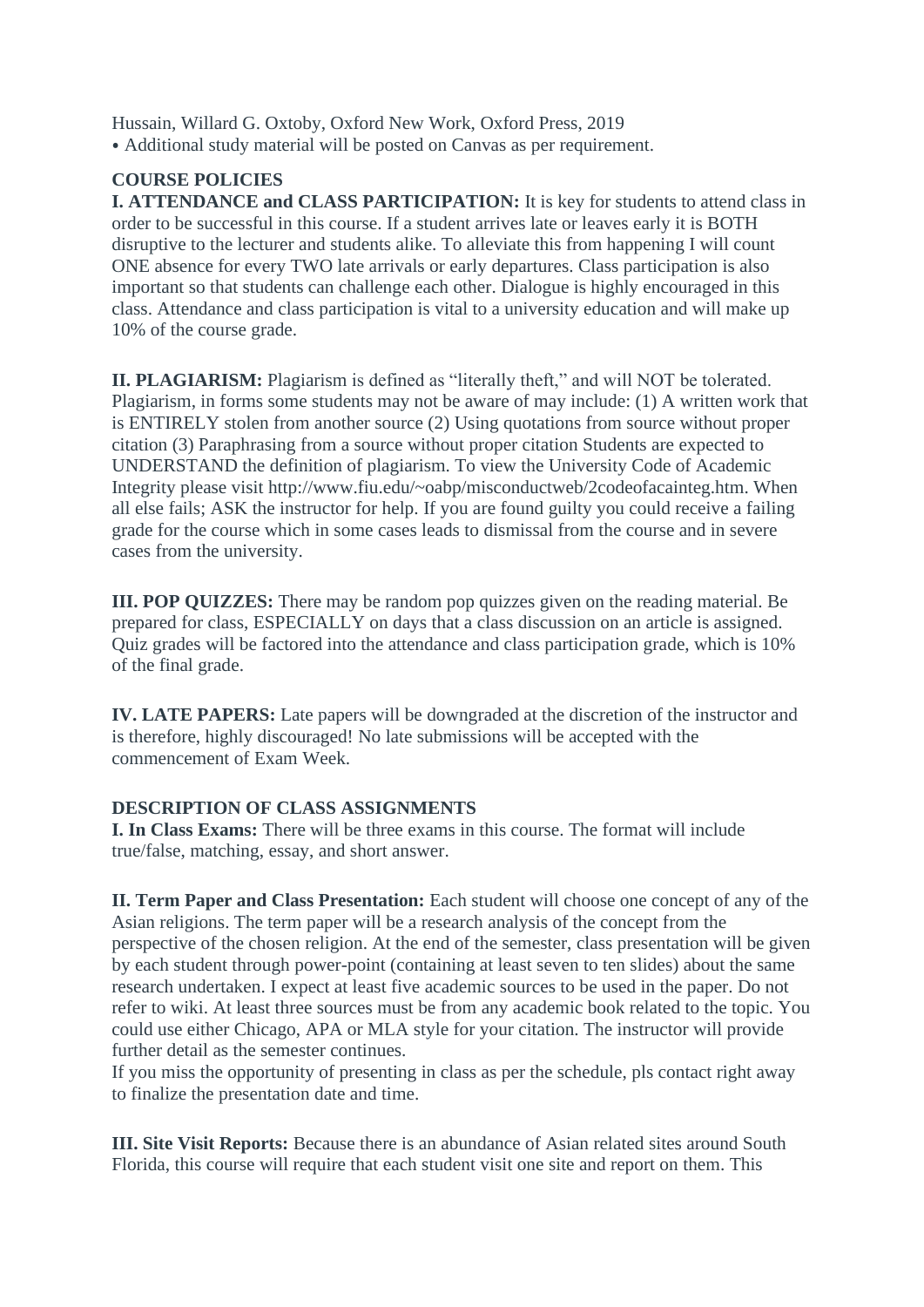Hussain, Willard G. Oxtoby, Oxford New Work, Oxford Press, 2019

• Additional study material will be posted on Canvas as per requirement.

**COURSE POLICIES**

**I. ATTENDANCE and CLASS PARTICIPATION:** It is key for students to attend class in order to be successful in this course. If a student arrives late or leaves early it is BOTH disruptive to the lecturer and students alike. To alleviate this from happening I will count ONE absence for every TWO late arrivals or early departures. Class participation is also important so that students can challenge each other. Dialogue is highly encouraged in this class. Attendance and class participation is vital to a university education and will make up 10% of the course grade.

**II. PLAGIARISM:** Plagiarism is defined as "literally theft," and will NOT be tolerated. Plagiarism, in forms some students may not be aware of may include: (1) A written work that is ENTIRELY stolen from another source (2) Using quotations from source without proper citation (3) Paraphrasing from a source without proper citation Students are expected to UNDERSTAND the definition of plagiarism. To view the University Code of Academic Integrity please visit http://www.fiu.edu/~oabp/misconductweb/2codeofacainteg.htm. When all else fails; ASK the instructor for help. If you are found guilty you could receive a failing grade for the course which in some cases leads to dismissal from the course and in severe cases from the university.

**III. POP QUIZZES:** There may be random pop quizzes given on the reading material. Be prepared for class, ESPECIALLY on days that a class discussion on an article is assigned. Quiz grades will be factored into the attendance and class participation grade, which is 10% of the final grade.

**IV. LATE PAPERS:** Late papers will be downgraded at the discretion of the instructor and is therefore, highly discouraged! No late submissions will be accepted with the commencement of Exam Week.

**DESCRIPTION OF CLASS ASSIGNMENTS**

**I. In Class Exams:** There will be three exams in this course. The format will include true/false, matching, essay, and short answer.

**II. Term Paper and Class Presentation:** Each student will choose one concept of any of the Asian religions. The term paper will be a research analysis of the concept from the perspective of the chosen religion. At the end of the semester, class presentation will be given by each student through power-point (containing at least seven to ten slides) about the same research undertaken. I expect at least five academic sources to be used in the paper. Do not refer to wiki. At least three sources must be from any academic book related to the topic. You could use either Chicago, APA or MLA style for your citation. The instructor will provide further detail as the semester continues.

If you miss the opportunity of presenting in class as per the schedule, pls contact right away to finalize the presentation date and time.

**III. Site Visit Reports:** Because there is an abundance of Asian related sites around South Florida, this course will require that each student visit one site and report on them. This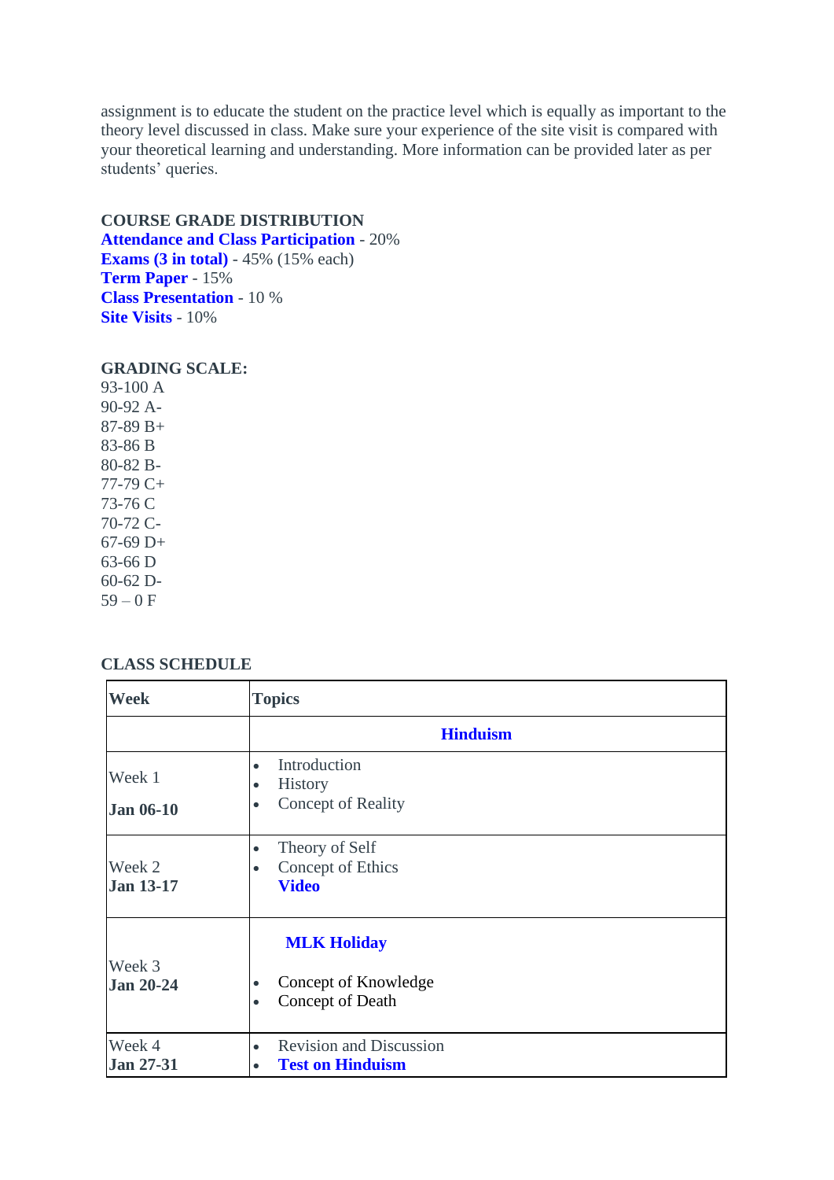assignment is to educate the student on the practice level which is equally as important to the theory level discussed in class. Make sure your experience of the site visit is compared with your theoretical learning and understanding. More information can be provided later as per students' queries.

**COURSE GRADE DISTRIBUTION**

**Attendance and Class Participation** - 20%
**Exams (3 in total)** - 45% (15% each)
**Term Paper** - 15%
**Class Presentation** - 10 %
**Site Visits** - 10%

**GRADING SCALE:**

93-100 A
90-92 A-
87-89 B+
83-86 B
80-82 B-
77-79 C+
73-76 C
70-72 C-
67-69 D+
63-66 D
60-62 D-
59 – 0 F

**CLASS SCHEDULE**

| **Week** | **Topics** |
|---|---|
| | **Hinduism** |
| Week 1<br>**Jan 06-10** | • Introduction<br>• History<br>• Concept of Reality |
| Week 2<br>**Jan 13-17** | • Theory of Self<br>• Concept of Ethics<br>**Video** |
| Week 3<br>**Jan 20-24** | **MLK Holiday**<br>• Concept of Knowledge<br>• Concept of Death |
| Week 4<br>**Jan 27-31** | • Revision and Discussion<br>• **Test on Hinduism** |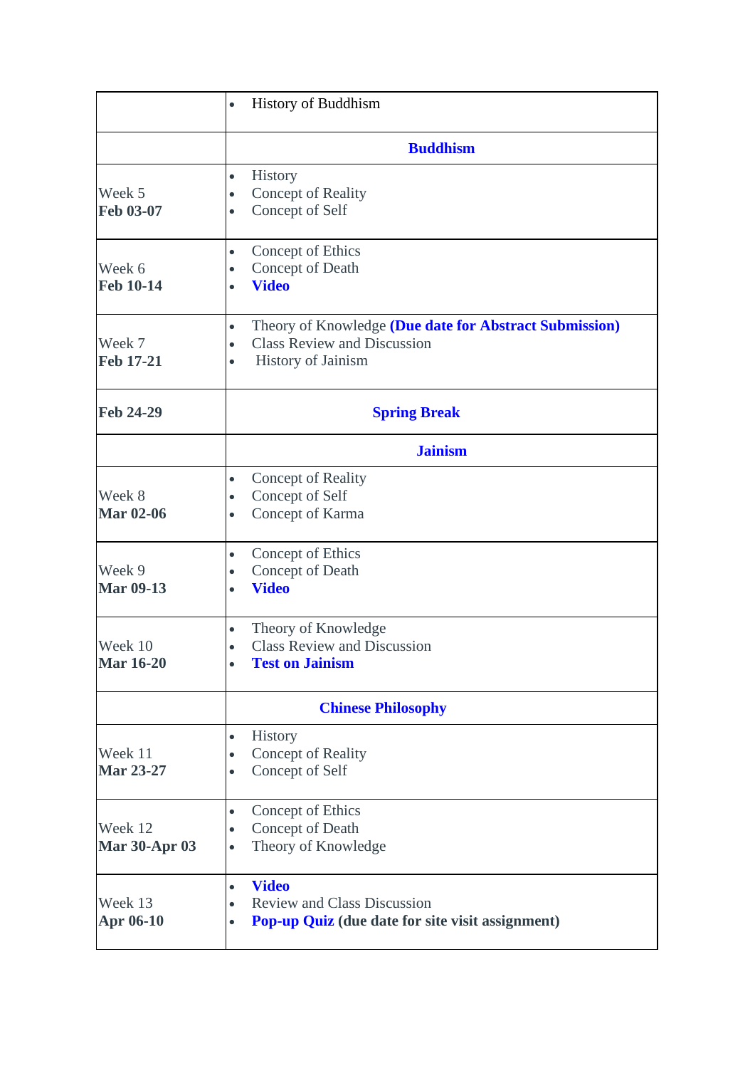| | |
|---|---|
| | • History of Buddhism |
| | **Buddhism** |
| Week 5<br>**Feb 03-07** | • History<br>• Concept of Reality<br>• Concept of Self |
| Week 6<br>**Feb 10-14** | • Concept of Ethics<br>• Concept of Death<br>• **Video** |
| Week 7<br>**Feb 17-21** | • Theory of Knowledge **(Due date for Abstract Submission)**<br>• Class Review and Discussion<br>• History of Jainism |
| **Feb 24-29** | **Spring Break** |
| | **Jainism** |
| Week 8<br>**Mar 02-06** | • Concept of Reality<br>• Concept of Self<br>• Concept of Karma |
| Week 9<br>**Mar 09-13** | • Concept of Ethics<br>• Concept of Death<br>• **Video** |
| Week 10<br>**Mar 16-20** | • Theory of Knowledge<br>• Class Review and Discussion<br>• **Test on Jainism** |
| | **Chinese Philosophy** |
| Week 11<br>**Mar 23-27** | • History<br>• Concept of Reality<br>• Concept of Self |
| Week 12<br>**Mar 30-Apr 03** | • Concept of Ethics<br>• Concept of Death<br>• Theory of Knowledge |
| Week 13<br>**Apr 06-10** | • **Video**<br>• Review and Class Discussion<br>• **Pop-up Quiz (due date for site visit assignment)** |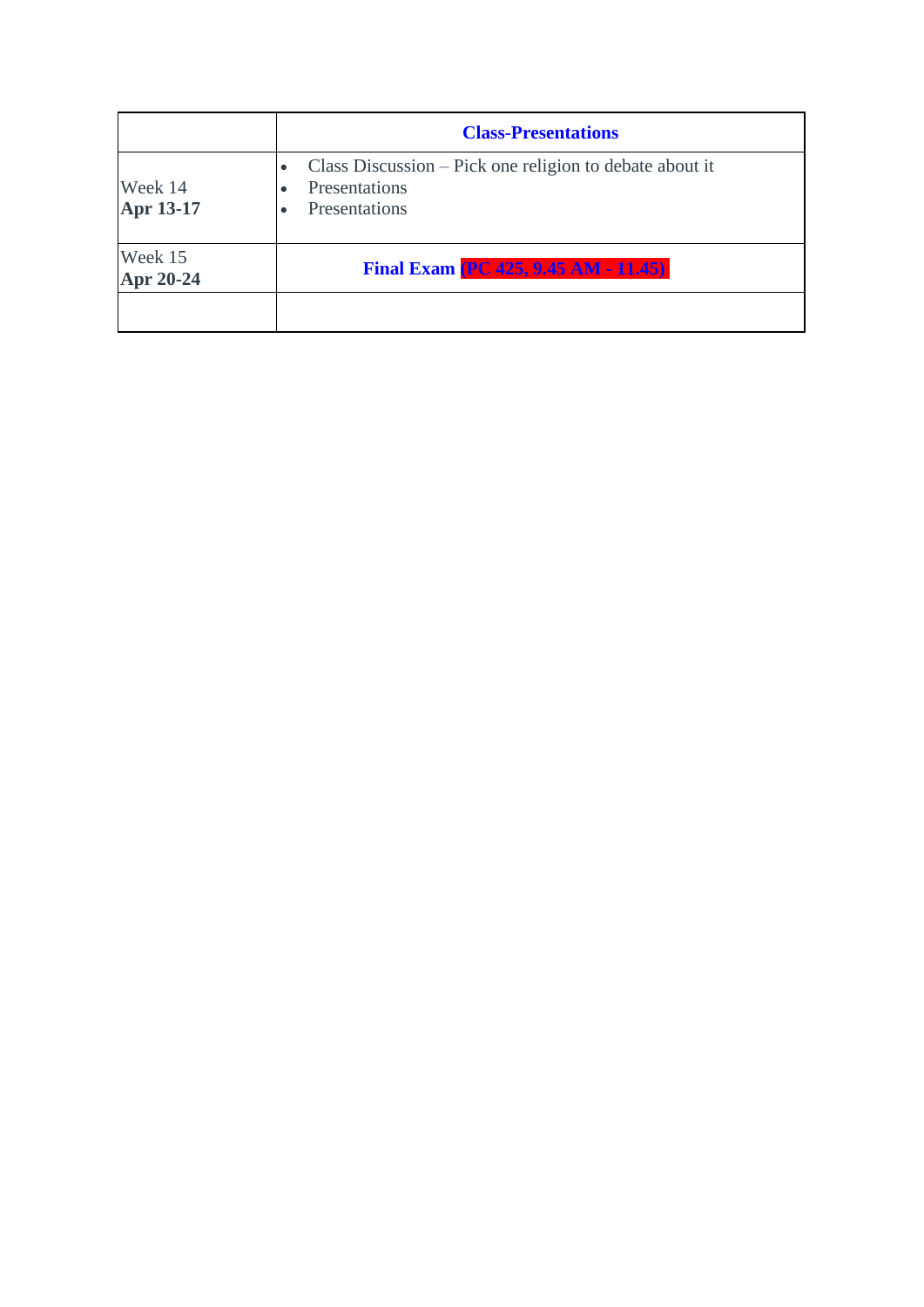| | |
|---|---|
| | **Class-Presentations** |
| Week 14<br>**Apr 13-17** | • Class Discussion – Pick one religion to debate about it<br>• Presentations<br>• Presentations |
| Week 15<br>**Apr 20-24** | **Final Exam (PC 425, 9.45 AM - 11.45)** |
| | |